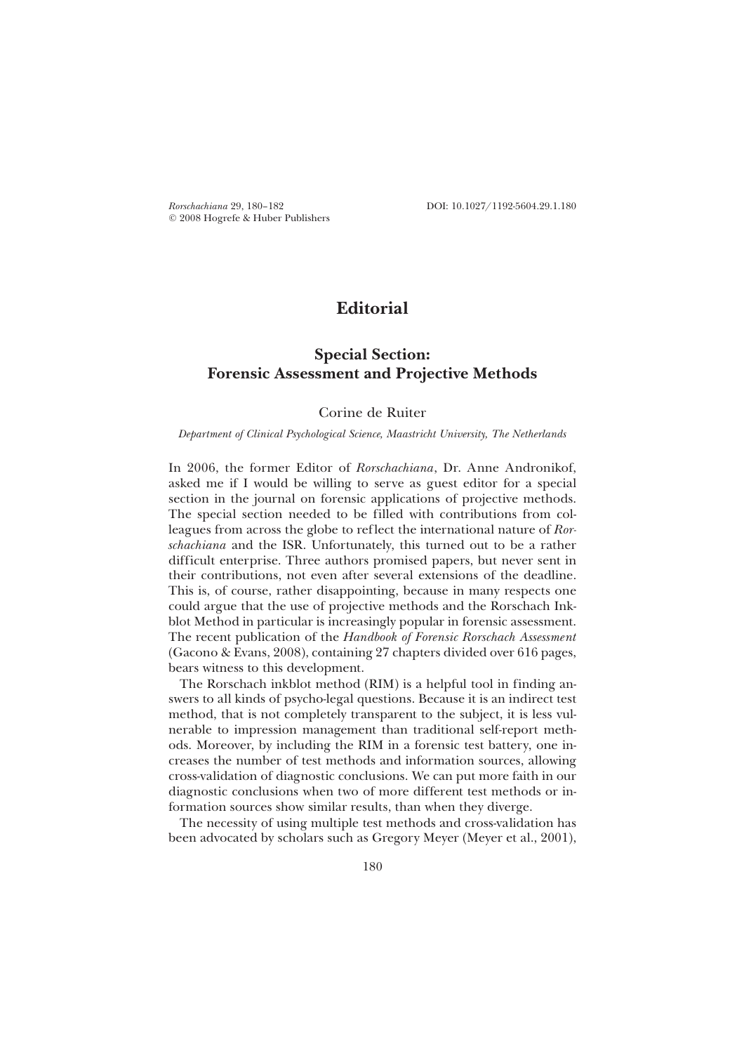# Editorial

## Special Section: Forensic Assessment and Projective Methods

Corine de Ruiter

*Department of Clinical Psychological Science, Maastricht University, The Netherlands*

In 2006, the former Editor of *Rorschachiana*, Dr. Anne Andronikof, asked me if I would be willing to serve as guest editor for a special section in the journal on forensic applications of projective methods. The special section needed to be filled with contributions from colleagues from across the globe to reflect the international nature of *Rorschachiana* and the ISR. Unfortunately, this turned out to be a rather difficult enterprise. Three authors promised papers, but never sent in their contributions, not even after several extensions of the deadline. This is, of course, rather disappointing, because in many respects one could argue that the use of projective methods and the Rorschach Inkblot Method in particular is increasingly popular in forensic assessment. The recent publication of the *Handbook of Forensic Rorschach Assessment* (Gacono & Evans, 2008), containing 27 chapters divided over 616 pages, bears witness to this development.

The Rorschach inkblot method (RIM) is a helpful tool in finding answers to all kinds of psycho-legal questions. Because it is an indirect test method, that is not completely transparent to the subject, it is less vulnerable to impression management than traditional self-report methods. Moreover, by including the RIM in a forensic test battery, one increases the number of test methods and information sources, allowing cross-validation of diagnostic conclusions. We can put more faith in our diagnostic conclusions when two of more different test methods or information sources show similar results, than when they diverge.

The necessity of using multiple test methods and cross-validation has been advocated by scholars such as Gregory Meyer (Meyer et al., 2001),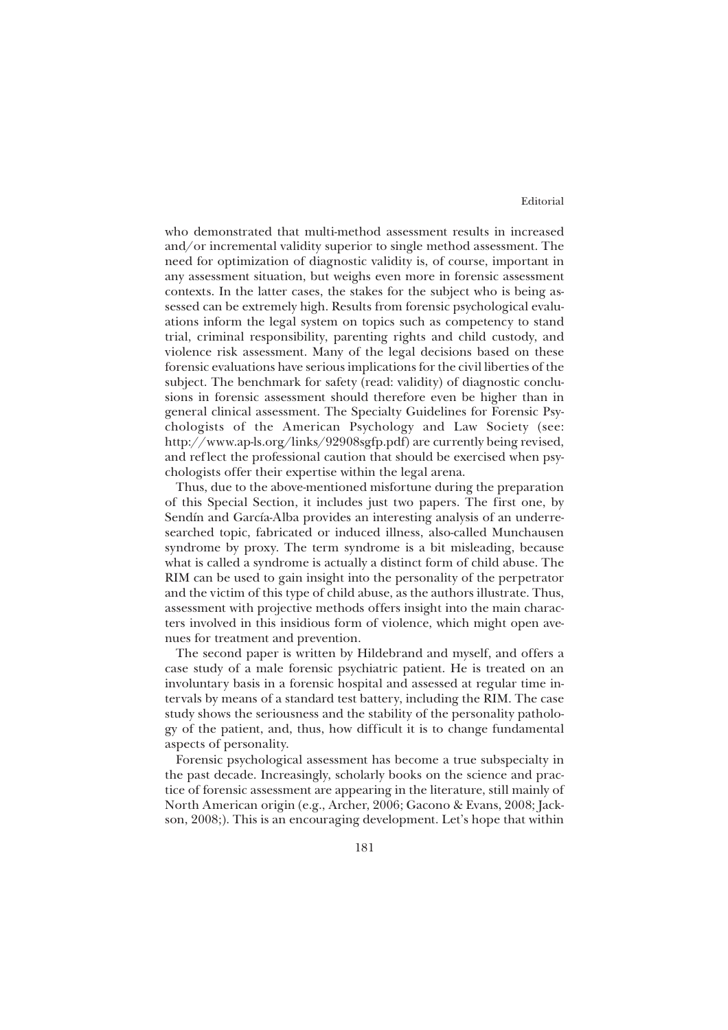who demonstrated that multi-method assessment results in increased and/or incremental validity superior to single method assessment. The need for optimization of diagnostic validity is, of course, important in any assessment situation, but weighs even more in forensic assessment contexts. In the latter cases, the stakes for the subject who is being assessed can be extremely high. Results from forensic psychological evaluations inform the legal system on topics such as competency to stand trial, criminal responsibility, parenting rights and child custody, and violence risk assessment. Many of the legal decisions based on these forensic evaluations have serious implications for the civil liberties of the subject. The benchmark for safety (read: validity) of diagnostic conclusions in forensic assessment should therefore even be higher than in general clinical assessment. The Specialty Guidelines for Forensic Psychologists of the American Psychology and Law Society (see: http://www.ap-ls.org/links/92908sgfp.pdf) are currently being revised, and reflect the professional caution that should be exercised when psychologists offer their expertise within the legal arena.

Thus, due to the above-mentioned misfortune during the preparation of this Special Section, it includes just two papers. The first one, by Sendín and García-Alba provides an interesting analysis of an underresearched topic, fabricated or induced illness, also-called Munchausen syndrome by proxy. The term syndrome is a bit misleading, because what is called a syndrome is actually a distinct form of child abuse. The RIM can be used to gain insight into the personality of the perpetrator and the victim of this type of child abuse, as the authors illustrate. Thus, assessment with projective methods offers insight into the main characters involved in this insidious form of violence, which might open avenues for treatment and prevention.

The second paper is written by Hildebrand and myself, and offers a case study of a male forensic psychiatric patient. He is treated on an involuntary basis in a forensic hospital and assessed at regular time intervals by means of a standard test battery, including the RIM. The case study shows the seriousness and the stability of the personality pathology of the patient, and, thus, how difficult it is to change fundamental aspects of personality.

Forensic psychological assessment has become a true subspecialty in the past decade. Increasingly, scholarly books on the science and practice of forensic assessment are appearing in the literature, still mainly of North American origin (e.g., Archer, 2006; Gacono & Evans, 2008; Jackson, 2008;). This is an encouraging development. Let's hope that within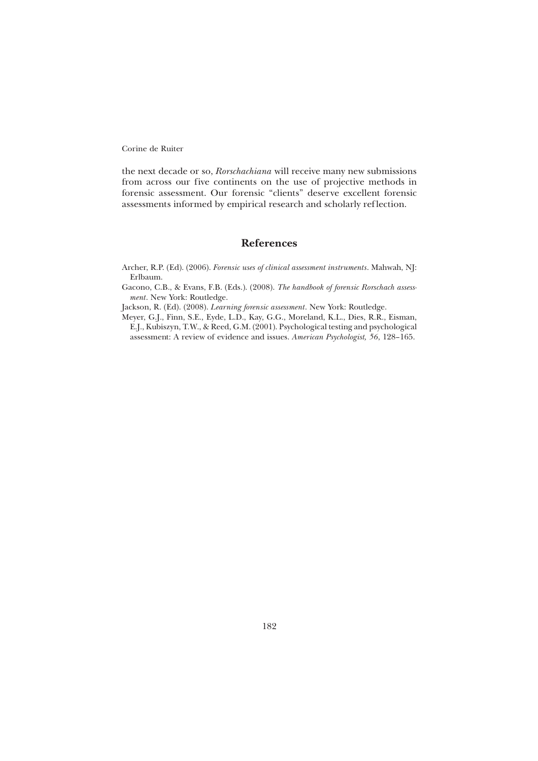the next decade or so, *Rorschachiana* will receive many new submissions from across our five continents on the use of projective methods in forensic assessment. Our forensic "clients" deserve excellent forensic assessments informed by empirical research and scholarly reflection.

## References

Archer, R.P. (Ed). (2006). *Forensic uses of clinical assessment instruments*. Mahwah, NJ: Erlbaum.

Gacono, C.B., & Evans, F.B. (Eds.). (2008). *The handbook of forensic Rorschach assessment*. New York: Routledge.

Jackson, R. (Ed). (2008). *Learning forensic assessment*. New York: Routledge.

Meyer, G.J., Finn, S.E., Eyde, L.D., Kay, G.G., Moreland, K.L., Dies, R.R., Eisman, E.J., Kubiszyn, T.W., & Reed, G.M. (2001). Psychological testing and psychological assessment: A review of evidence and issues. *American Psychologist, 56*, 128–165.